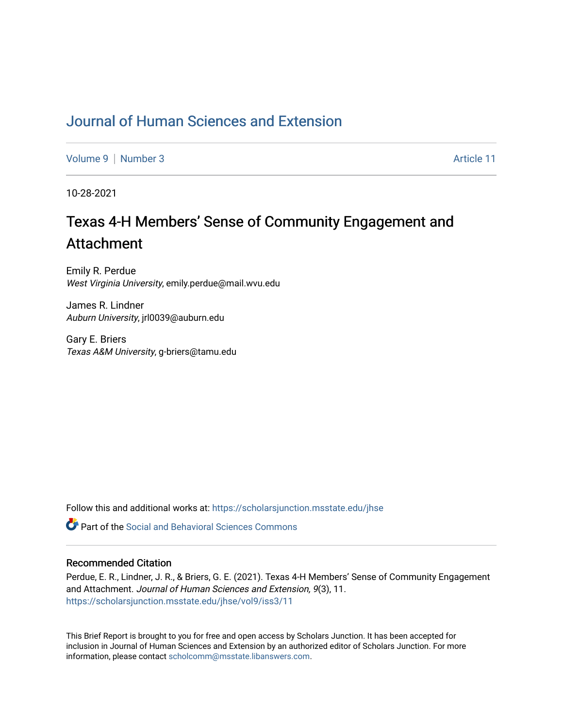# Journal of Human Sciences and Extension

Volume 9 | Number 3 Article 11

10-28-2021

## Texas 4-H Members' Sense of Community Engagement and Attachment

Emily R. Perdue
*West Virginia University*, emily.perdue@mail.wvu.edu

James R. Lindner
*Auburn University*, jrl0039@auburn.edu

Gary E. Briers
*Texas A&M University*, g-briers@tamu.edu

Follow this and additional works at: https://scholarsjunction.msstate.edu/jhse

Part of the Social and Behavioral Sciences Commons

### Recommended Citation

Perdue, E. R., Lindner, J. R., & Briers, G. E. (2021). Texas 4-H Members' Sense of Community Engagement and Attachment. *Journal of Human Sciences and Extension, 9*(3), 11.
https://scholarsjunction.msstate.edu/jhse/vol9/iss3/11

This Brief Report is brought to you for free and open access by Scholars Junction. It has been accepted for inclusion in Journal of Human Sciences and Extension by an authorized editor of Scholars Junction. For more information, please contact scholcomm@msstate.libanswers.com.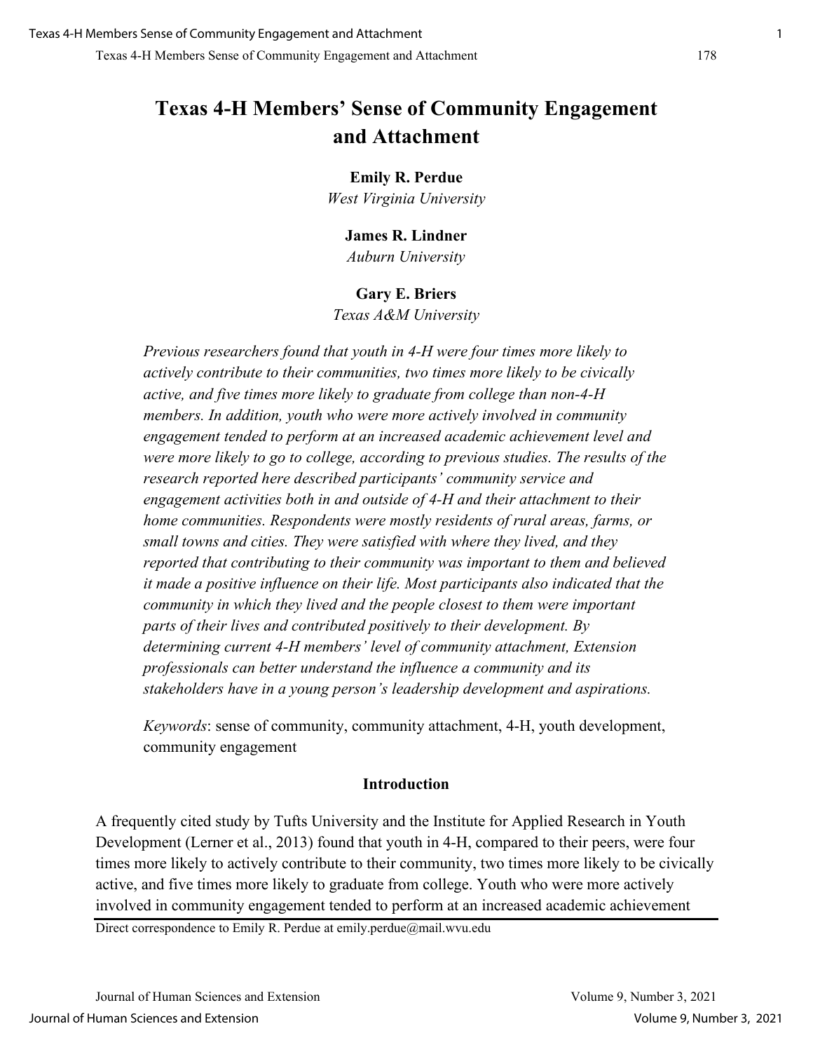# Texas 4-H Members' Sense of Community Engagement and Attachment

**Emily R. Perdue**
*West Virginia University*

**James R. Lindner**
*Auburn University*

**Gary E. Briers**
*Texas A&M University*

*Previous researchers found that youth in 4-H were four times more likely to actively contribute to their communities, two times more likely to be civically active, and five times more likely to graduate from college than non-4-H members. In addition, youth who were more actively involved in community engagement tended to perform at an increased academic achievement level and were more likely to go to college, according to previous studies. The results of the research reported here described participants' community service and engagement activities both in and outside of 4-H and their attachment to their home communities. Respondents were mostly residents of rural areas, farms, or small towns and cities. They were satisfied with where they lived, and they reported that contributing to their community was important to them and believed it made a positive influence on their life. Most participants also indicated that the community in which they lived and the people closest to them were important parts of their lives and contributed positively to their development. By determining current 4-H members' level of community attachment, Extension professionals can better understand the influence a community and its stakeholders have in a young person's leadership development and aspirations.*

*Keywords*: sense of community, community attachment, 4-H, youth development, community engagement

## Introduction

A frequently cited study by Tufts University and the Institute for Applied Research in Youth Development (Lerner et al., 2013) found that youth in 4-H, compared to their peers, were four times more likely to actively contribute to their community, two times more likely to be civically active, and five times more likely to graduate from college. Youth who were more actively involved in community engagement tended to perform at an increased academic achievement

Direct correspondence to Emily R. Perdue at emily.perdue@mail.wvu.edu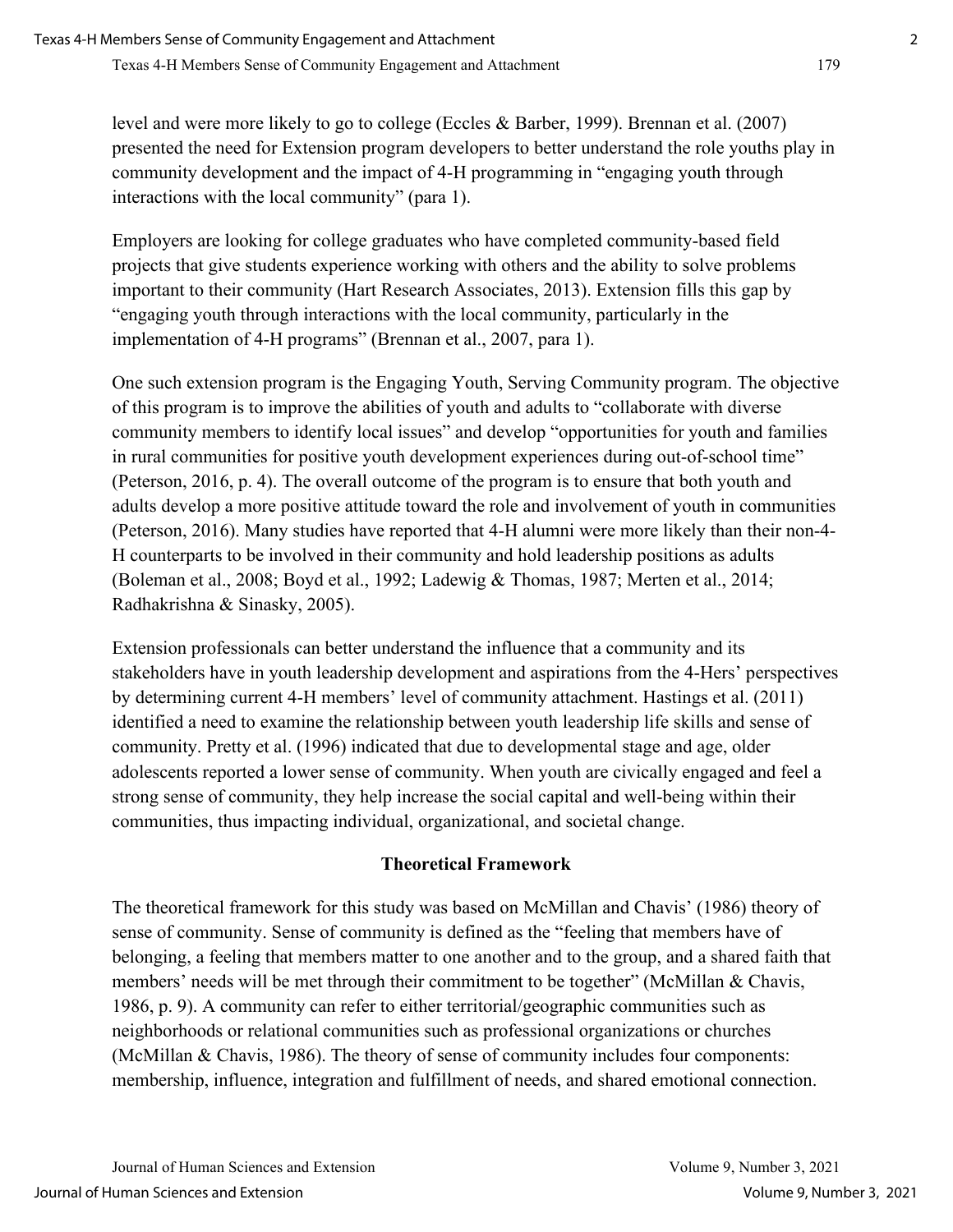level and were more likely to go to college (Eccles & Barber, 1999). Brennan et al. (2007) presented the need for Extension program developers to better understand the role youths play in community development and the impact of 4-H programming in "engaging youth through interactions with the local community" (para 1).

Employers are looking for college graduates who have completed community-based field projects that give students experience working with others and the ability to solve problems important to their community (Hart Research Associates, 2013). Extension fills this gap by "engaging youth through interactions with the local community, particularly in the implementation of 4-H programs" (Brennan et al., 2007, para 1).

One such extension program is the Engaging Youth, Serving Community program. The objective of this program is to improve the abilities of youth and adults to "collaborate with diverse community members to identify local issues" and develop "opportunities for youth and families in rural communities for positive youth development experiences during out-of-school time" (Peterson, 2016, p. 4). The overall outcome of the program is to ensure that both youth and adults develop a more positive attitude toward the role and involvement of youth in communities (Peterson, 2016). Many studies have reported that 4-H alumni were more likely than their non-4-H counterparts to be involved in their community and hold leadership positions as adults (Boleman et al., 2008; Boyd et al., 1992; Ladewig & Thomas, 1987; Merten et al., 2014; Radhakrishna & Sinasky, 2005).

Extension professionals can better understand the influence that a community and its stakeholders have in youth leadership development and aspirations from the 4-Hers' perspectives by determining current 4-H members' level of community attachment. Hastings et al. (2011) identified a need to examine the relationship between youth leadership life skills and sense of community. Pretty et al. (1996) indicated that due to developmental stage and age, older adolescents reported a lower sense of community. When youth are civically engaged and feel a strong sense of community, they help increase the social capital and well-being within their communities, thus impacting individual, organizational, and societal change.

## Theoretical Framework

The theoretical framework for this study was based on McMillan and Chavis' (1986) theory of sense of community. Sense of community is defined as the "feeling that members have of belonging, a feeling that members matter to one another and to the group, and a shared faith that members' needs will be met through their commitment to be together" (McMillan & Chavis, 1986, p. 9). A community can refer to either territorial/geographic communities such as neighborhoods or relational communities such as professional organizations or churches (McMillan & Chavis, 1986). The theory of sense of community includes four components: membership, influence, integration and fulfillment of needs, and shared emotional connection.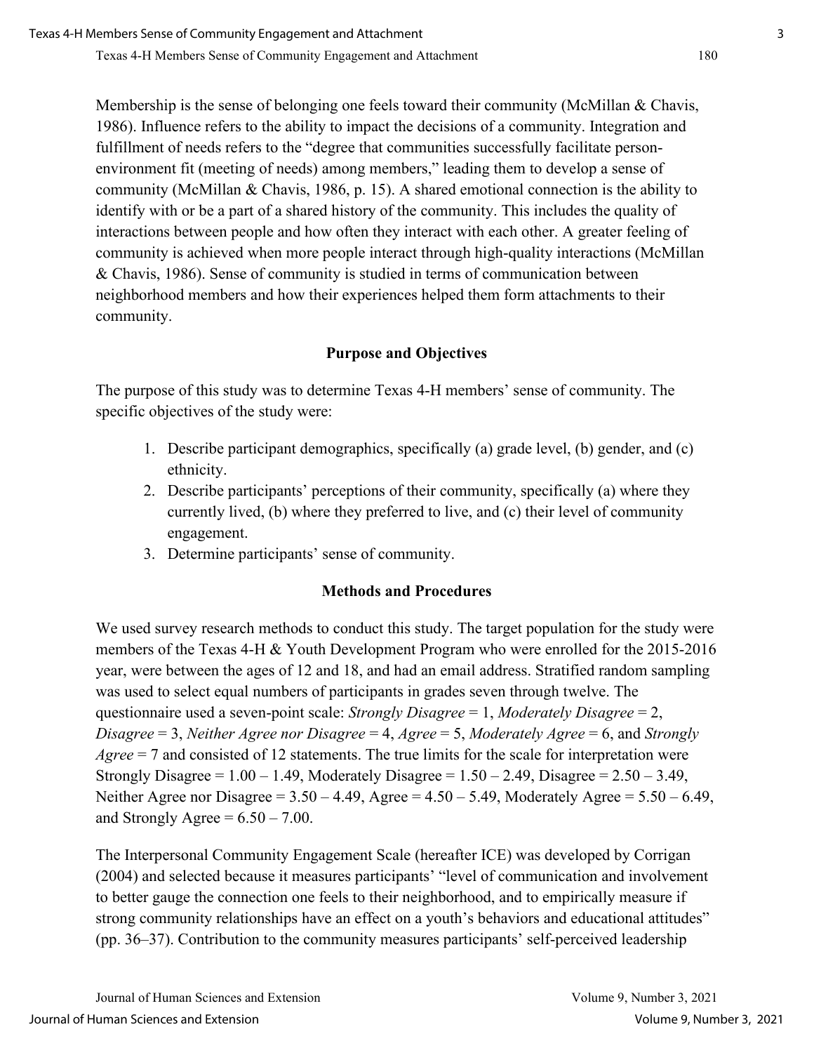Membership is the sense of belonging one feels toward their community (McMillan & Chavis, 1986). Influence refers to the ability to impact the decisions of a community. Integration and fulfillment of needs refers to the "degree that communities successfully facilitate person-environment fit (meeting of needs) among members," leading them to develop a sense of community (McMillan & Chavis, 1986, p. 15). A shared emotional connection is the ability to identify with or be a part of a shared history of the community. This includes the quality of interactions between people and how often they interact with each other. A greater feeling of community is achieved when more people interact through high-quality interactions (McMillan & Chavis, 1986). Sense of community is studied in terms of communication between neighborhood members and how their experiences helped them form attachments to their community.

## Purpose and Objectives

The purpose of this study was to determine Texas 4-H members' sense of community. The specific objectives of the study were:

1. Describe participant demographics, specifically (a) grade level, (b) gender, and (c) ethnicity.
2. Describe participants' perceptions of their community, specifically (a) where they currently lived, (b) where they preferred to live, and (c) their level of community engagement.
3. Determine participants' sense of community.

## Methods and Procedures

We used survey research methods to conduct this study. The target population for the study were members of the Texas 4-H & Youth Development Program who were enrolled for the 2015-2016 year, were between the ages of 12 and 18, and had an email address. Stratified random sampling was used to select equal numbers of participants in grades seven through twelve. The questionnaire used a seven-point scale: *Strongly Disagree* = 1, *Moderately Disagree* = 2, *Disagree* = 3, *Neither Agree nor Disagree* = 4, *Agree* = 5, *Moderately Agree* = 6, and *Strongly Agree* = 7 and consisted of 12 statements. The true limits for the scale for interpretation were Strongly Disagree = 1.00 – 1.49, Moderately Disagree = 1.50 – 2.49, Disagree = 2.50 – 3.49, Neither Agree nor Disagree = 3.50 – 4.49, Agree = 4.50 – 5.49, Moderately Agree = 5.50 – 6.49, and Strongly Agree = 6.50 – 7.00.

The Interpersonal Community Engagement Scale (hereafter ICE) was developed by Corrigan (2004) and selected because it measures participants' "level of communication and involvement to better gauge the connection one feels to their neighborhood, and to empirically measure if strong community relationships have an effect on a youth's behaviors and educational attitudes" (pp. 36–37). Contribution to the community measures participants' self-perceived leadership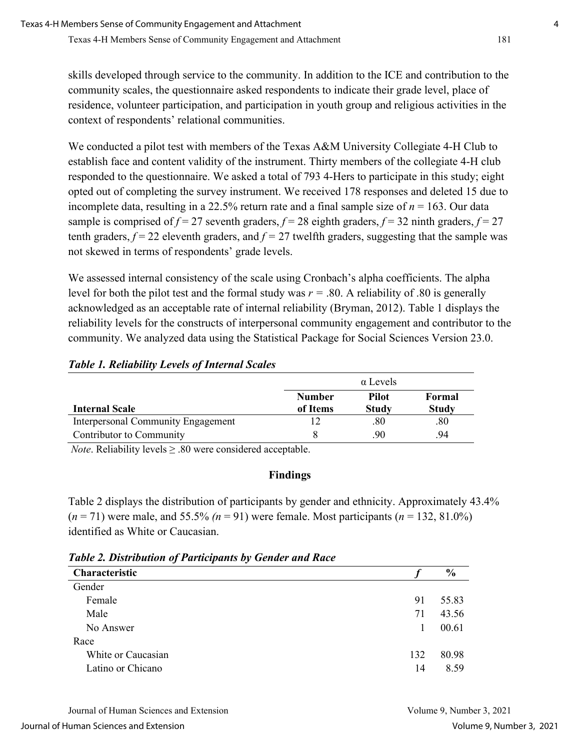skills developed through service to the community. In addition to the ICE and contribution to the community scales, the questionnaire asked respondents to indicate their grade level, place of residence, volunteer participation, and participation in youth group and religious activities in the context of respondents' relational communities.

We conducted a pilot test with members of the Texas A&M University Collegiate 4-H Club to establish face and content validity of the instrument. Thirty members of the collegiate 4-H club responded to the questionnaire. We asked a total of 793 4-Hers to participate in this study; eight opted out of completing the survey instrument. We received 178 responses and deleted 15 due to incomplete data, resulting in a 22.5% return rate and a final sample size of $n$ = 163. Our data sample is comprised of $f$ = 27 seventh graders, $f$ = 28 eighth graders, $f$ = 32 ninth graders, $f$ = 27 tenth graders, $f$ = 22 eleventh graders, and $f$ = 27 twelfth graders, suggesting that the sample was not skewed in terms of respondents' grade levels.

We assessed internal consistency of the scale using Cronbach's alpha coefficients. The alpha level for both the pilot test and the formal study was $r$ = .80. A reliability of .80 is generally acknowledged as an acceptable rate of internal reliability (Bryman, 2012). Table 1 displays the reliability levels for the constructs of interpersonal community engagement and contributor to the community. We analyzed data using the Statistical Package for Social Sciences Version 23.0.

***Table 1. Reliability Levels of Internal Scales***

| | α Levels | | |
|---|---|---|---|
| **Internal Scale** | **Number of Items** | **Pilot Study** | **Formal Study** |
| Interpersonal Community Engagement | 12 | .80 | .80 |
| Contributor to Community | 8 | .90 | .94 |

*Note*. Reliability levels ≥ .80 were considered acceptable.

## Findings

Table 2 displays the distribution of participants by gender and ethnicity. Approximately 43.4% ($n$ = 71) were male, and 55.5% ($n$ = 91) were female. Most participants ($n$ = 132, 81.0%) identified as White or Caucasian.

***Table 2. Distribution of Participants by Gender and Race***

| **Characteristic** | ***f*** | **%** |
|---|---|---|
| Gender | | |
| Female | 91 | 55.83 |
| Male | 71 | 43.56 |
| No Answer | 1 | 00.61 |
| Race | | |
| White or Caucasian | 132 | 80.98 |
| Latino or Chicano | 14 | 8.59 |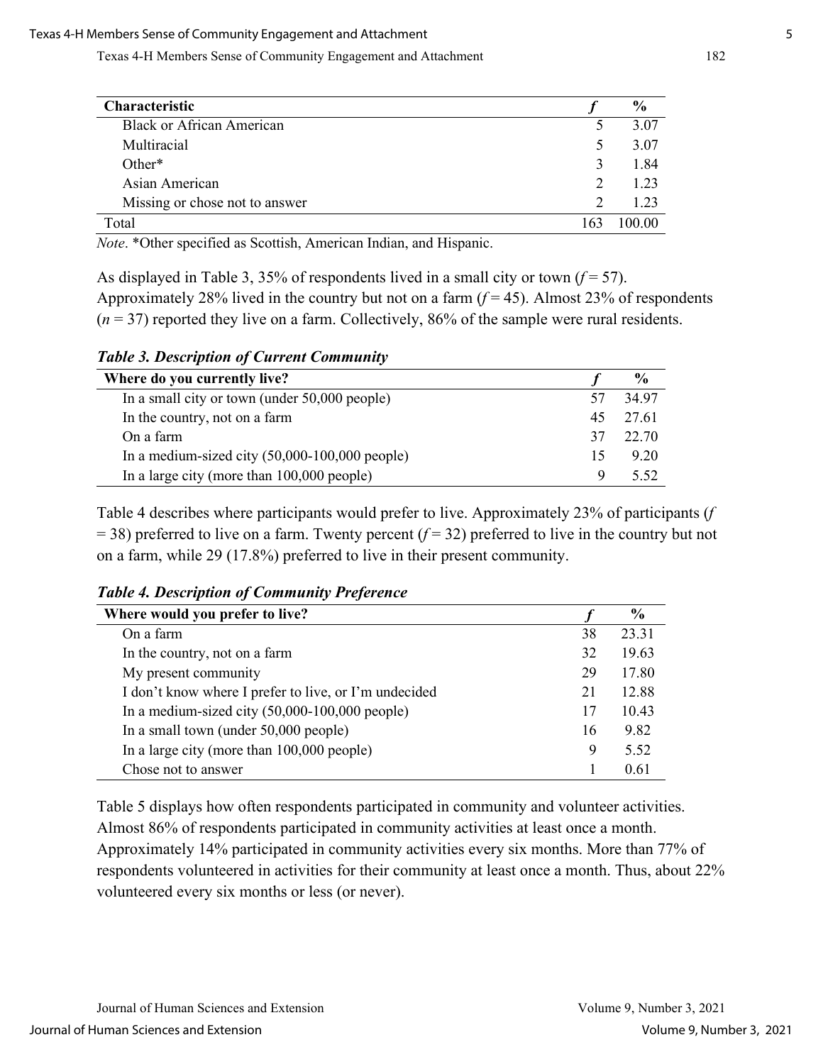| Characteristic | *f* | % |
|---|---|---|
| Black or African American | 5 | 3.07 |
| Multiracial | 5 | 3.07 |
| Other* | 3 | 1.84 |
| Asian American | 2 | 1.23 |
| Missing or chose not to answer | 2 | 1.23 |
| Total | 163 | 100.00 |

*Note*. *Other specified as Scottish, American Indian, and Hispanic.

As displayed in Table 3, 35% of respondents lived in a small city or town ($f = 57$). Approximately 28% lived in the country but not on a farm ($f = 45$). Almost 23% of respondents ($n = 37$) reported they live on a farm. Collectively, 86% of the sample were rural residents.

***Table 3. Description of Current Community***

| Where do you currently live? | *f* | % |
|---|---|---|
| In a small city or town (under 50,000 people) | 57 | 34.97 |
| In the country, not on a farm | 45 | 27.61 |
| On a farm | 37 | 22.70 |
| In a medium-sized city (50,000-100,000 people) | 15 | 9.20 |
| In a large city (more than 100,000 people) | 9 | 5.52 |

Table 4 describes where participants would prefer to live. Approximately 23% of participants ($f = 38$) preferred to live on a farm. Twenty percent ($f = 32$) preferred to live in the country but not on a farm, while 29 (17.8%) preferred to live in their present community.

***Table 4. Description of Community Preference***

| Where would you prefer to live? | *f* | % |
|---|---|---|
| On a farm | 38 | 23.31 |
| In the country, not on a farm | 32 | 19.63 |
| My present community | 29 | 17.80 |
| I don't know where I prefer to live, or I'm undecided | 21 | 12.88 |
| In a medium-sized city (50,000-100,000 people) | 17 | 10.43 |
| In a small town (under 50,000 people) | 16 | 9.82 |
| In a large city (more than 100,000 people) | 9 | 5.52 |
| Chose not to answer | 1 | 0.61 |

Table 5 displays how often respondents participated in community and volunteer activities. Almost 86% of respondents participated in community activities at least once a month. Approximately 14% participated in community activities every six months. More than 77% of respondents volunteered in activities for their community at least once a month. Thus, about 22% volunteered every six months or less (or never).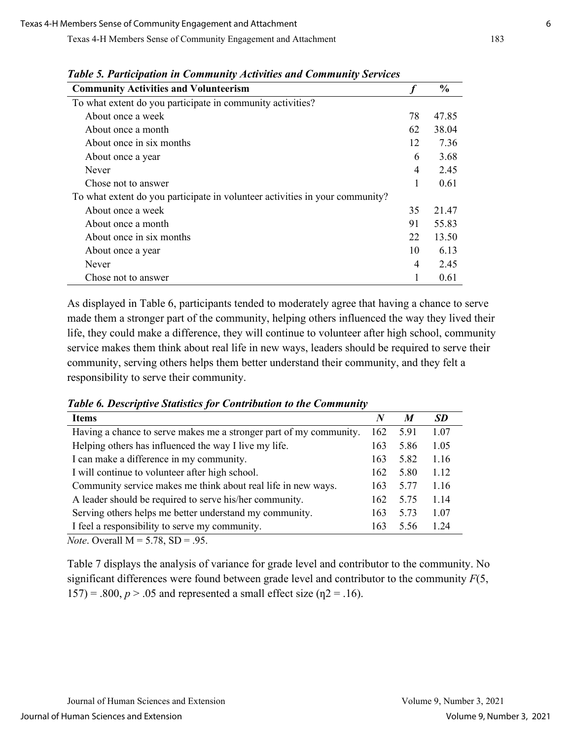***Table 5. Participation in Community Activities and Community Services***

| **Community Activities and Volunteerism** | ***f*** | **%** |
|---|---|---|
| To what extent do you participate in community activities? | | |
| About once a week | 78 | 47.85 |
| About once a month | 62 | 38.04 |
| About once in six months | 12 | 7.36 |
| About once a year | 6 | 3.68 |
| Never | 4 | 2.45 |
| Chose not to answer | 1 | 0.61 |
| To what extent do you participate in volunteer activities in your community? | | |
| About once a week | 35 | 21.47 |
| About once a month | 91 | 55.83 |
| About once in six months | 22 | 13.50 |
| About once a year | 10 | 6.13 |
| Never | 4 | 2.45 |
| Chose not to answer | 1 | 0.61 |

As displayed in Table 6, participants tended to moderately agree that having a chance to serve made them a stronger part of the community, helping others influenced the way they lived their life, they could make a difference, they will continue to volunteer after high school, community service makes them think about real life in new ways, leaders should be required to serve their community, serving others helps them better understand their community, and they felt a responsibility to serve their community.

***Table 6. Descriptive Statistics for Contribution to the Community***

| **Items** | ***N*** | ***M*** | ***SD*** |
|---|---|---|---|
| Having a chance to serve makes me a stronger part of my community. | 162 | 5.91 | 1.07 |
| Helping others has influenced the way I live my life. | 163 | 5.86 | 1.05 |
| I can make a difference in my community. | 163 | 5.82 | 1.16 |
| I will continue to volunteer after high school. | 162 | 5.80 | 1.12 |
| Community service makes me think about real life in new ways. | 163 | 5.77 | 1.16 |
| A leader should be required to serve his/her community. | 162 | 5.75 | 1.14 |
| Serving others helps me better understand my community. | 163 | 5.73 | 1.07 |
| I feel a responsibility to serve my community. | 163 | 5.56 | 1.24 |

*Note*. Overall M = 5.78, SD = .95.

Table 7 displays the analysis of variance for grade level and contributor to the community. No significant differences were found between grade level and contributor to the community $F(5, 157) = .800$, $p > .05$ and represented a small effect size ($\eta^2 = .16$).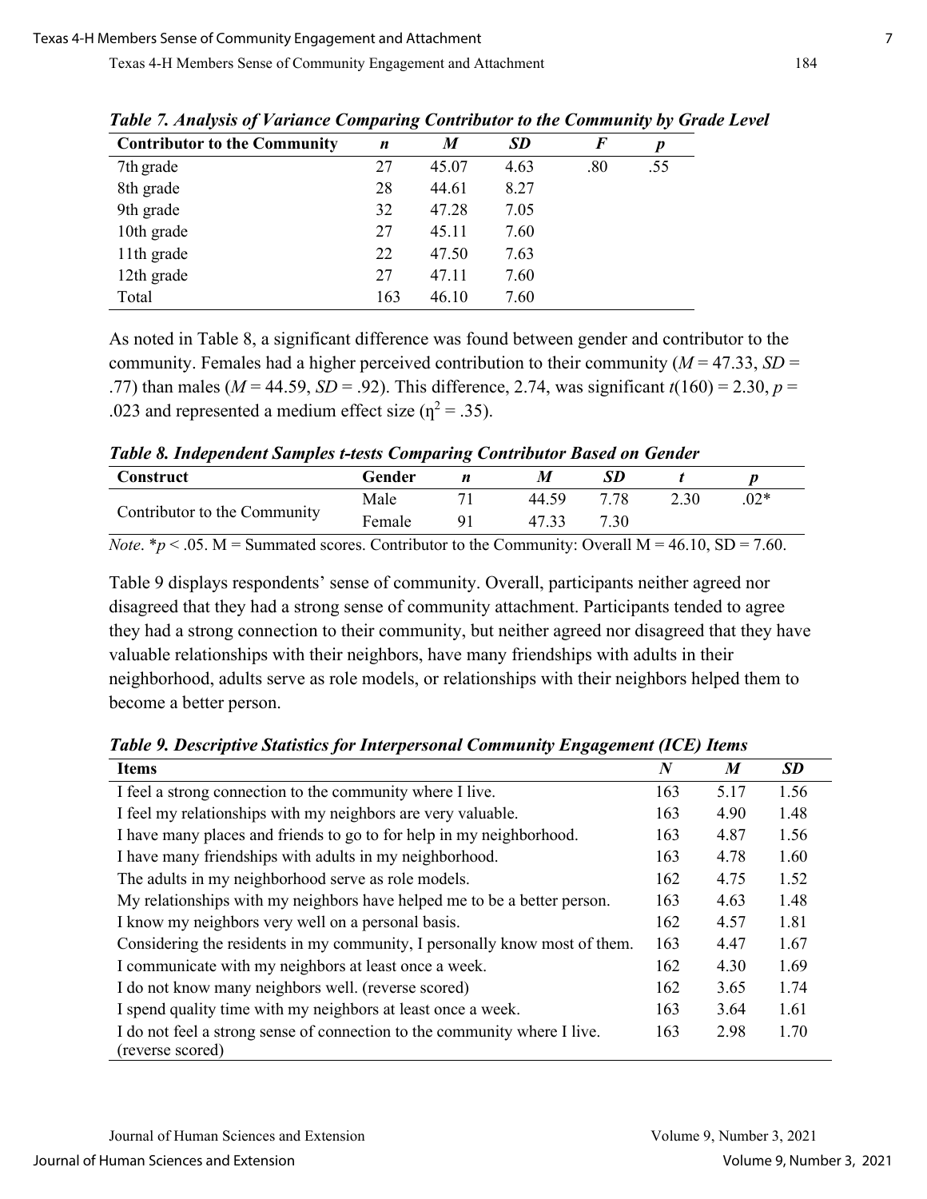***Table 7. Analysis of Variance Comparing Contributor to the Community by Grade Level***

| Contributor to the Community | *n* | *M* | *SD* | *F* | *p* |
|---|---|---|---|---|---|
| 7th grade | 27 | 45.07 | 4.63 | .80 | .55 |
| 8th grade | 28 | 44.61 | 8.27 | | |
| 9th grade | 32 | 47.28 | 7.05 | | |
| 10th grade | 27 | 45.11 | 7.60 | | |
| 11th grade | 22 | 47.50 | 7.63 | | |
| 12th grade | 27 | 47.11 | 7.60 | | |
| Total | 163 | 46.10 | 7.60 | | |

As noted in Table 8, a significant difference was found between gender and contributor to the community. Females had a higher perceived contribution to their community ($M$ = 47.33, $SD$ = .77) than males ($M$ = 44.59, $SD$ = .92). This difference, 2.74, was significant $t(160) = 2.30$, $p$ = .023 and represented a medium effect size ($\eta^2 = .35$).

***Table 8. Independent Samples t-tests Comparing Contributor Based on Gender***

| Construct | Gender | *n* | *M* | *SD* | *t* | *p* |
|---|---|---|---|---|---|---|
| Contributor to the Community | Male | 71 | 44.59 | 7.78 | 2.30 | .02* |
| | Female | 91 | 47.33 | 7.30 | | |

*Note*. *$p$ < .05. M = Summated scores. Contributor to the Community: Overall M = 46.10, SD = 7.60.

Table 9 displays respondents' sense of community. Overall, participants neither agreed nor disagreed that they had a strong sense of community attachment. Participants tended to agree they had a strong connection to their community, but neither agreed nor disagreed that they have valuable relationships with their neighbors, have many friendships with adults in their neighborhood, adults serve as role models, or relationships with their neighbors helped them to become a better person.

***Table 9. Descriptive Statistics for Interpersonal Community Engagement (ICE) Items***

| Items | *N* | *M* | *SD* |
|---|---|---|---|
| I feel a strong connection to the community where I live. | 163 | 5.17 | 1.56 |
| I feel my relationships with my neighbors are very valuable. | 163 | 4.90 | 1.48 |
| I have many places and friends to go to for help in my neighborhood. | 163 | 4.87 | 1.56 |
| I have many friendships with adults in my neighborhood. | 163 | 4.78 | 1.60 |
| The adults in my neighborhood serve as role models. | 162 | 4.75 | 1.52 |
| My relationships with my neighbors have helped me to be a better person. | 163 | 4.63 | 1.48 |
| I know my neighbors very well on a personal basis. | 162 | 4.57 | 1.81 |
| Considering the residents in my community, I personally know most of them. | 163 | 4.47 | 1.67 |
| I communicate with my neighbors at least once a week. | 162 | 4.30 | 1.69 |
| I do not know many neighbors well. (reverse scored) | 162 | 3.65 | 1.74 |
| I spend quality time with my neighbors at least once a week. | 163 | 3.64 | 1.61 |
| I do not feel a strong sense of connection to the community where I live. (reverse scored) | 163 | 2.98 | 1.70 |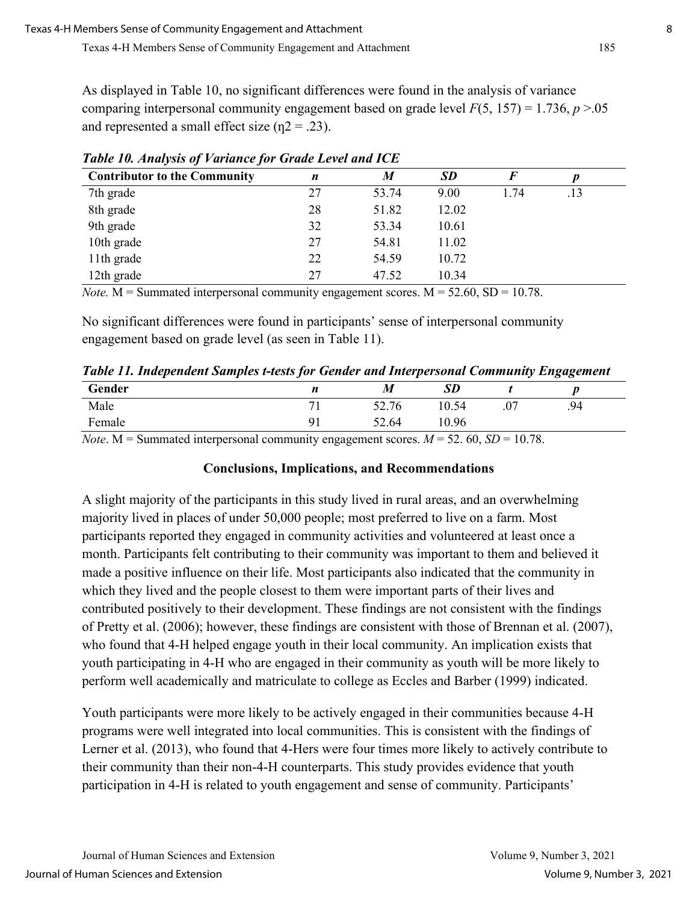As displayed in Table 10, no significant differences were found in the analysis of variance comparing interpersonal community engagement based on grade level $F(5, 157) = 1.736$, $p > .05$ and represented a small effect size ($\eta 2 = .23$).

***Table 10. Analysis of Variance for Grade Level and ICE***

| Contributor to the Community | *n* | *M* | *SD* | *F* | *p* |
|---|---|---|---|---|---|
| 7th grade | 27 | 53.74 | 9.00 | 1.74 | .13 |
| 8th grade | 28 | 51.82 | 12.02 | | |
| 9th grade | 32 | 53.34 | 10.61 | | |
| 10th grade | 27 | 54.81 | 11.02 | | |
| 11th grade | 22 | 54.59 | 10.72 | | |
| 12th grade | 27 | 47.52 | 10.34 | | |

*Note.* M = Summated interpersonal community engagement scores. M = 52.60, SD = 10.78.

No significant differences were found in participants' sense of interpersonal community engagement based on grade level (as seen in Table 11).

***Table 11. Independent Samples t-tests for Gender and Interpersonal Community Engagement***

| Gender | *n* | *M* | *SD* | *t* | *p* |
|---|---|---|---|---|---|
| Male | 71 | 52.76 | 10.54 | .07 | .94 |
| Female | 91 | 52.64 | 10.96 | | |

*Note*. M = Summated interpersonal community engagement scores. $M$ = 52. 60, $SD$ = 10.78.

## Conclusions, Implications, and Recommendations

A slight majority of the participants in this study lived in rural areas, and an overwhelming majority lived in places of under 50,000 people; most preferred to live on a farm. Most participants reported they engaged in community activities and volunteered at least once a month. Participants felt contributing to their community was important to them and believed it made a positive influence on their life. Most participants also indicated that the community in which they lived and the people closest to them were important parts of their lives and contributed positively to their development. These findings are not consistent with the findings of Pretty et al. (2006); however, these findings are consistent with those of Brennan et al. (2007), who found that 4-H helped engage youth in their local community. An implication exists that youth participating in 4-H who are engaged in their community as youth will be more likely to perform well academically and matriculate to college as Eccles and Barber (1999) indicated.

Youth participants were more likely to be actively engaged in their communities because 4-H programs were well integrated into local communities. This is consistent with the findings of Lerner et al. (2013), who found that 4-Hers were four times more likely to actively contribute to their community than their non-4-H counterparts. This study provides evidence that youth participation in 4-H is related to youth engagement and sense of community. Participants'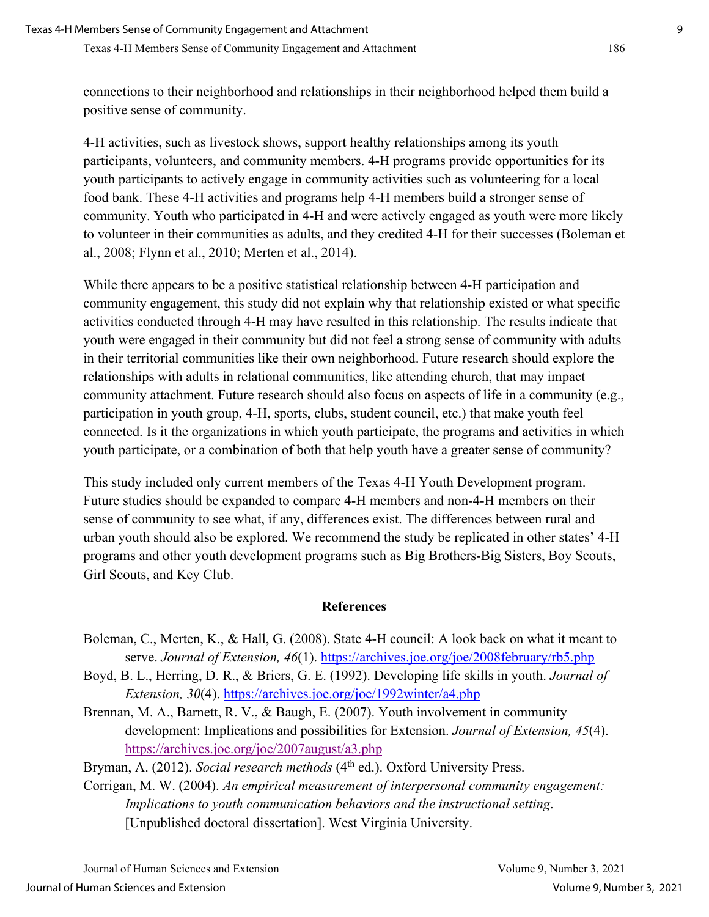connections to their neighborhood and relationships in their neighborhood helped them build a positive sense of community.

4-H activities, such as livestock shows, support healthy relationships among its youth participants, volunteers, and community members. 4-H programs provide opportunities for its youth participants to actively engage in community activities such as volunteering for a local food bank. These 4-H activities and programs help 4-H members build a stronger sense of community. Youth who participated in 4-H and were actively engaged as youth were more likely to volunteer in their communities as adults, and they credited 4-H for their successes (Boleman et al., 2008; Flynn et al., 2010; Merten et al., 2014).

While there appears to be a positive statistical relationship between 4-H participation and community engagement, this study did not explain why that relationship existed or what specific activities conducted through 4-H may have resulted in this relationship. The results indicate that youth were engaged in their community but did not feel a strong sense of community with adults in their territorial communities like their own neighborhood. Future research should explore the relationships with adults in relational communities, like attending church, that may impact community attachment. Future research should also focus on aspects of life in a community (e.g., participation in youth group, 4-H, sports, clubs, student council, etc.) that make youth feel connected. Is it the organizations in which youth participate, the programs and activities in which youth participate, or a combination of both that help youth have a greater sense of community?

This study included only current members of the Texas 4-H Youth Development program. Future studies should be expanded to compare 4-H members and non-4-H members on their sense of community to see what, if any, differences exist. The differences between rural and urban youth should also be explored. We recommend the study be replicated in other states' 4-H programs and other youth development programs such as Big Brothers-Big Sisters, Boy Scouts, Girl Scouts, and Key Club.

## References

Boleman, C., Merten, K., & Hall, G. (2008). State 4-H council: A look back on what it meant to serve. *Journal of Extension, 46*(1). https://archives.joe.org/joe/2008february/rb5.php

Boyd, B. L., Herring, D. R., & Briers, G. E. (1992). Developing life skills in youth. *Journal of Extension, 30*(4). https://archives.joe.org/joe/1992winter/a4.php

Brennan, M. A., Barnett, R. V., & Baugh, E. (2007). Youth involvement in community development: Implications and possibilities for Extension. *Journal of Extension, 45*(4). https://archives.joe.org/joe/2007august/a3.php

Bryman, A. (2012). *Social research methods* (4th ed.). Oxford University Press.

Corrigan, M. W. (2004). *An empirical measurement of interpersonal community engagement: Implications to youth communication behaviors and the instructional setting*. [Unpublished doctoral dissertation]. West Virginia University.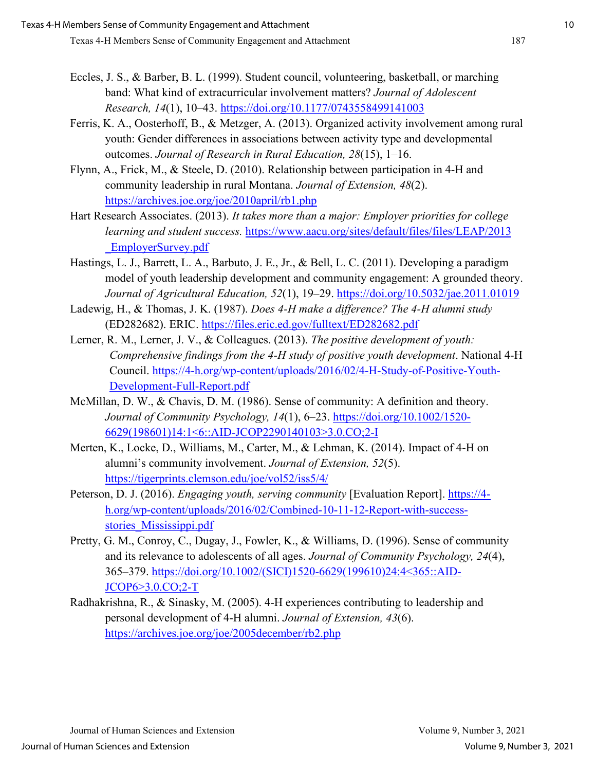Eccles, J. S., & Barber, B. L. (1999). Student council, volunteering, basketball, or marching band: What kind of extracurricular involvement matters? *Journal of Adolescent Research, 14*(1), 10–43. https://doi.org/10.1177/0743558499141003

Ferris, K. A., Oosterhoff, B., & Metzger, A. (2013). Organized activity involvement among rural youth: Gender differences in associations between activity type and developmental outcomes. *Journal of Research in Rural Education, 28*(15), 1–16.

Flynn, A., Frick, M., & Steele, D. (2010). Relationship between participation in 4-H and community leadership in rural Montana. *Journal of Extension, 48*(2). https://archives.joe.org/joe/2010april/rb1.php

Hart Research Associates. (2013). *It takes more than a major: Employer priorities for college learning and student success.* https://www.aacu.org/sites/default/files/files/LEAP/2013_EmployerSurvey.pdf

Hastings, L. J., Barrett, L. A., Barbuto, J. E., Jr., & Bell, L. C. (2011). Developing a paradigm model of youth leadership development and community engagement: A grounded theory. *Journal of Agricultural Education, 52*(1), 19–29. https://doi.org/10.5032/jae.2011.01019

Ladewig, H., & Thomas, J. K. (1987). *Does 4-H make a difference? The 4-H alumni study* (ED282682). ERIC. https://files.eric.ed.gov/fulltext/ED282682.pdf

Lerner, R. M., Lerner, J. V., & Colleagues. (2013). *The positive development of youth: Comprehensive findings from the 4-H study of positive youth development*. National 4-H Council. https://4-h.org/wp-content/uploads/2016/02/4-H-Study-of-Positive-Youth-Development-Full-Report.pdf

McMillan, D. W., & Chavis, D. M. (1986). Sense of community: A definition and theory. *Journal of Community Psychology, 14*(1), 6–23. https://doi.org/10.1002/1520-6629(198601)14:1<6::AID-JCOP2290140103>3.0.CO;2-I

Merten, K., Locke, D., Williams, M., Carter, M., & Lehman, K. (2014). Impact of 4-H on alumni's community involvement. *Journal of Extension, 52*(5). https://tigerprints.clemson.edu/joe/vol52/iss5/4/

Peterson, D. J. (2016). *Engaging youth, serving community* [Evaluation Report]. https://4-h.org/wp-content/uploads/2016/02/Combined-10-11-12-Report-with-success-stories_Mississippi.pdf

Pretty, G. M., Conroy, C., Dugay, J., Fowler, K., & Williams, D. (1996). Sense of community and its relevance to adolescents of all ages. *Journal of Community Psychology, 24*(4), 365–379. https://doi.org/10.1002/(SICI)1520-6629(199610)24:4<365::AID-JCOP6>3.0.CO;2-T

Radhakrishna, R., & Sinasky, M. (2005). 4-H experiences contributing to leadership and personal development of 4-H alumni. *Journal of Extension, 43*(6). https://archives.joe.org/joe/2005december/rb2.php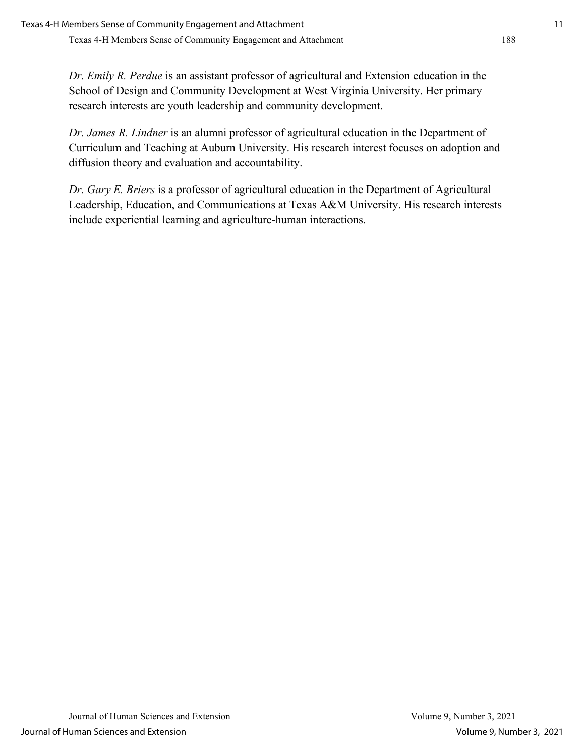*Dr. Emily R. Perdue* is an assistant professor of agricultural and Extension education in the School of Design and Community Development at West Virginia University. Her primary research interests are youth leadership and community development.

*Dr. James R. Lindner* is an alumni professor of agricultural education in the Department of Curriculum and Teaching at Auburn University. His research interest focuses on adoption and diffusion theory and evaluation and accountability.

*Dr. Gary E. Briers* is a professor of agricultural education in the Department of Agricultural Leadership, Education, and Communications at Texas A&M University. His research interests include experiential learning and agriculture-human interactions.